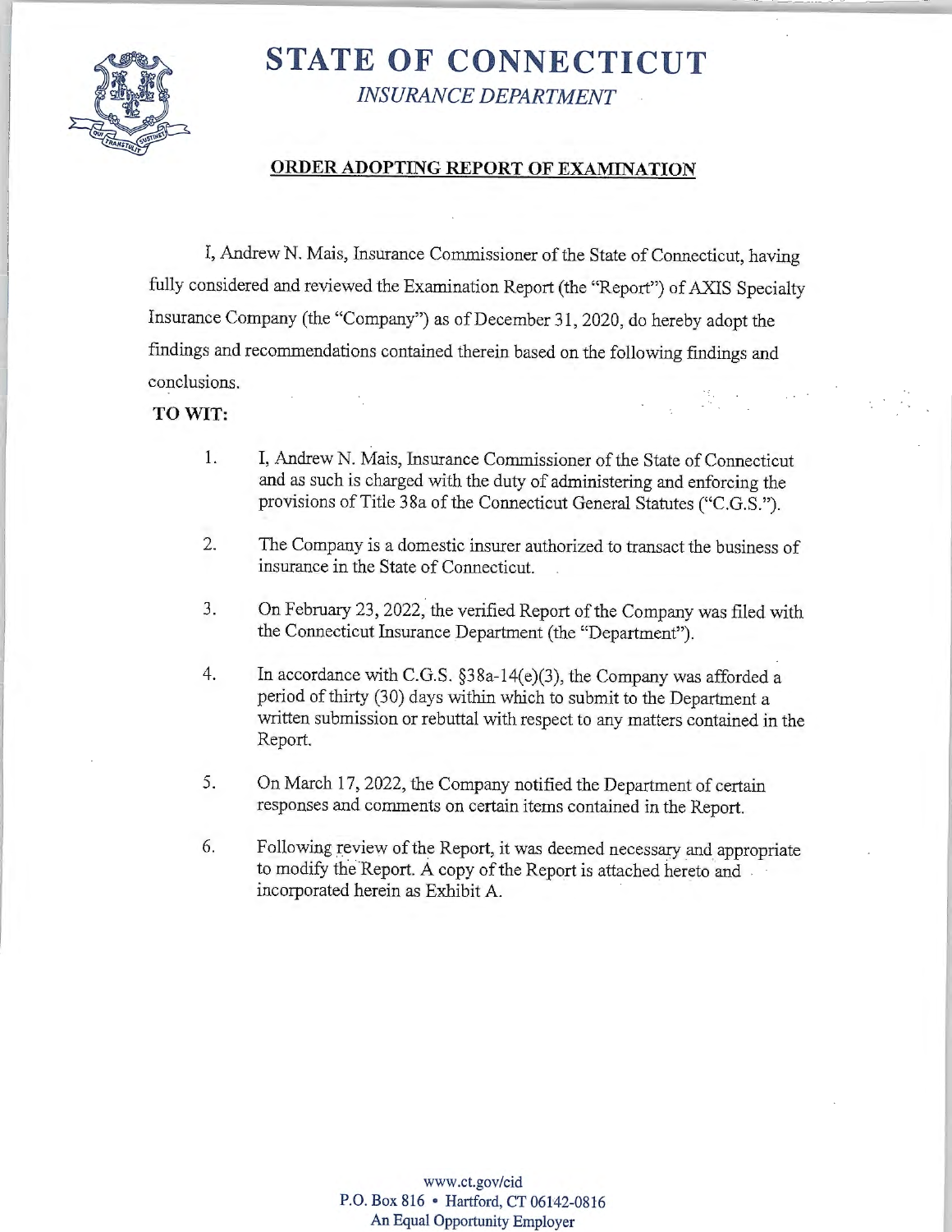# STATE OF CONNECTICUT

*INSURANCE DEPARTMENT*

## ORDER ADOPTING REPORT OF EXAMINATION

I, Andrew N. Mais, Insurance Commissioner of the State of Connecticut, having fully considered and reviewed the Examination Report (the "Report") of AXIS Specialty Insurance Company (the "Company") as of December 31, 2020, do hereby adopt the findings and recommendations contained therein based on the following findings and conclusions.

**TO WIT:**

1. I, Andrew N. Mais, Insurance Commissioner of the State of Connecticut and as such is charged with the duty of administering and enforcing the provisions of Title 38a of the Connecticut General Statutes ("C.G.S.").

2. The Company is a domestic insurer authorized to transact the business of insurance in the State of Connecticut.

3. On February 23, 2022, the verified Report of the Company was filed with the Connecticut Insurance Department (the "Department").

4. In accordance with C.G.S. §38a-14(e)(3), the Company was afforded a period of thirty (30) days within which to submit to the Department a written submission or rebuttal with respect to any matters contained in the Report.

5. On March 17, 2022, the Company notified the Department of certain responses and comments on certain items contained in the Report.

6. Following review of the Report, it was deemed necessary and appropriate to modify the Report. A copy of the Report is attached hereto and incorporated herein as Exhibit A.

www.ct.gov/cid
P.O. Box 816 • Hartford, CT 06142-0816
An Equal Opportunity Employer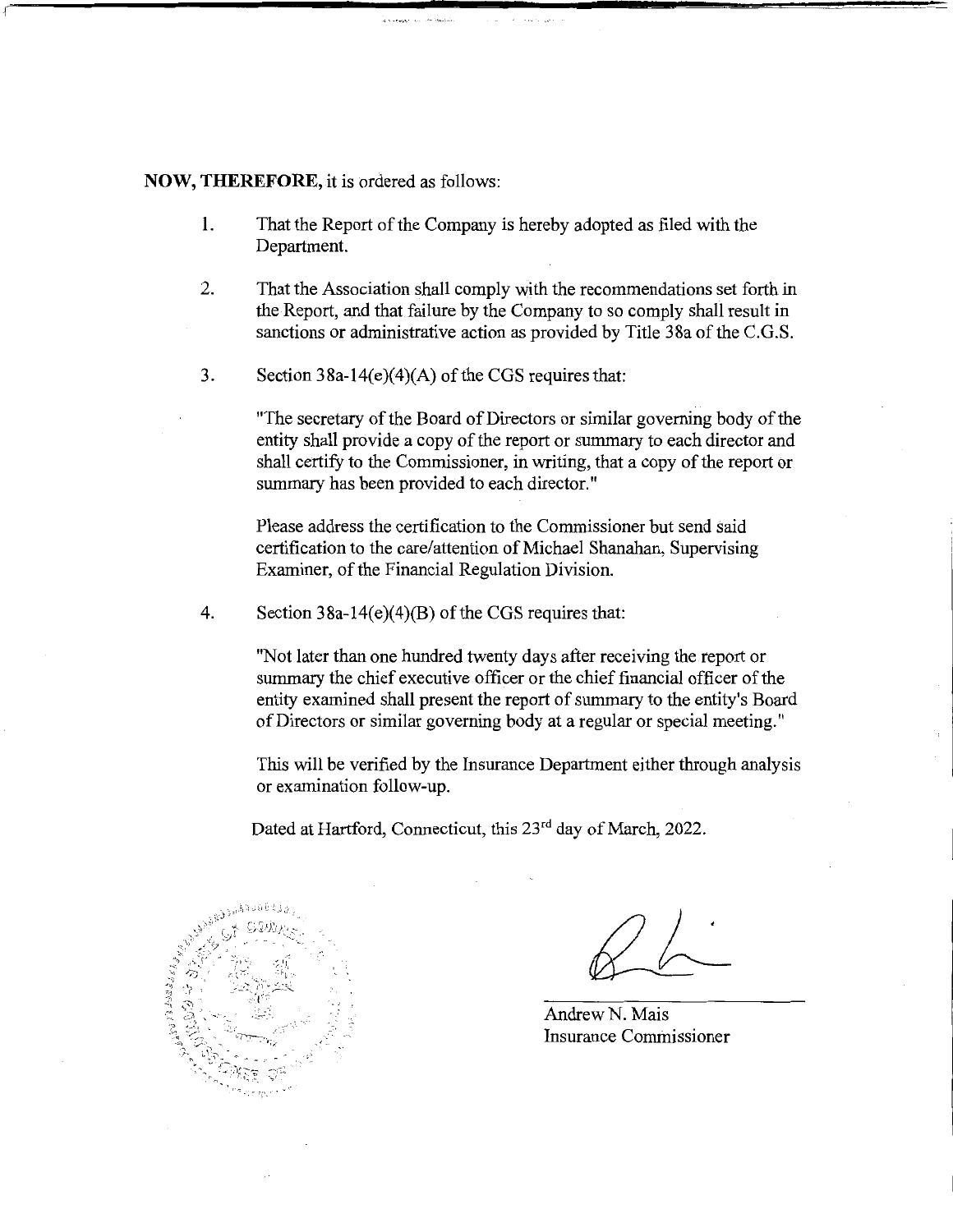**NOW, THEREFORE,** it is ordered as follows:

1. That the Report of the Company is hereby adopted as filed with the Department.

2. That the Association shall comply with the recommendations set forth in the Report, and that failure by the Company to so comply shall result in sanctions or administrative action as provided by Title 38a of the C.G.S.

3. Section 38a-14(e)(4)(A) of the CGS requires that:

   "The secretary of the Board of Directors or similar governing body of the entity shall provide a copy of the report or summary to each director and shall certify to the Commissioner, in writing, that a copy of the report or summary has been provided to each director."

   Please address the certification to the Commissioner but send said certification to the care/attention of Michael Shanahan, Supervising Examiner, of the Financial Regulation Division.

4. Section 38a-14(e)(4)(B) of the CGS requires that:

   "Not later than one hundred twenty days after receiving the report or summary the chief executive officer or the chief financial officer of the entity examined shall present the report of summary to the entity's Board of Directors or similar governing body at a regular or special meeting."

   This will be verified by the Insurance Department either through analysis or examination follow-up.

Dated at Hartford, Connecticut, this 23rd day of March, 2022.

Andrew N. Mais
Insurance Commissioner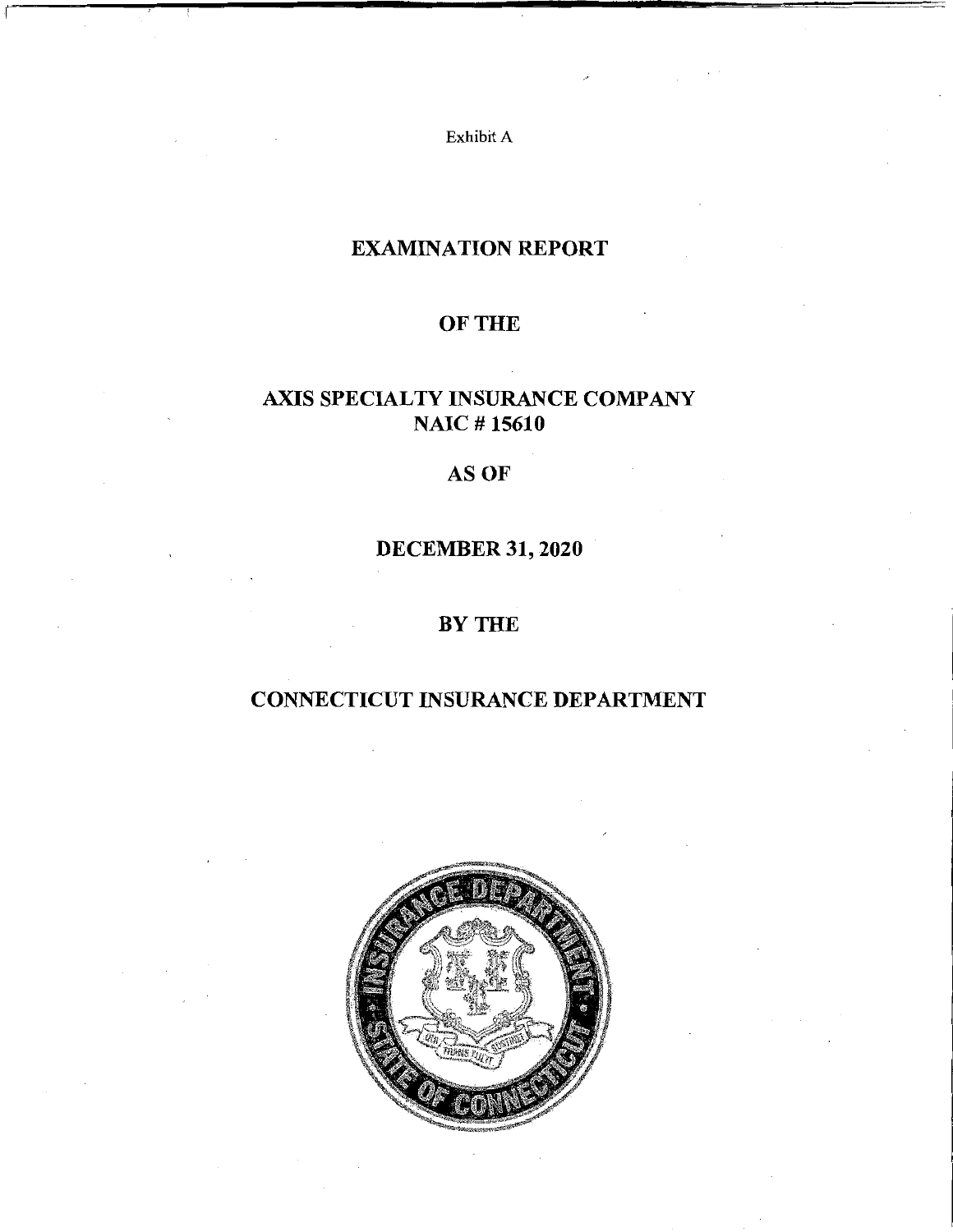Exhibit A

# EXAMINATION REPORT

# OF THE

# AXIS SPECIALTY INSURANCE COMPANY
# NAIC # 15610

# AS OF

# DECEMBER 31, 2020

# BY THE

# CONNECTICUT INSURANCE DEPARTMENT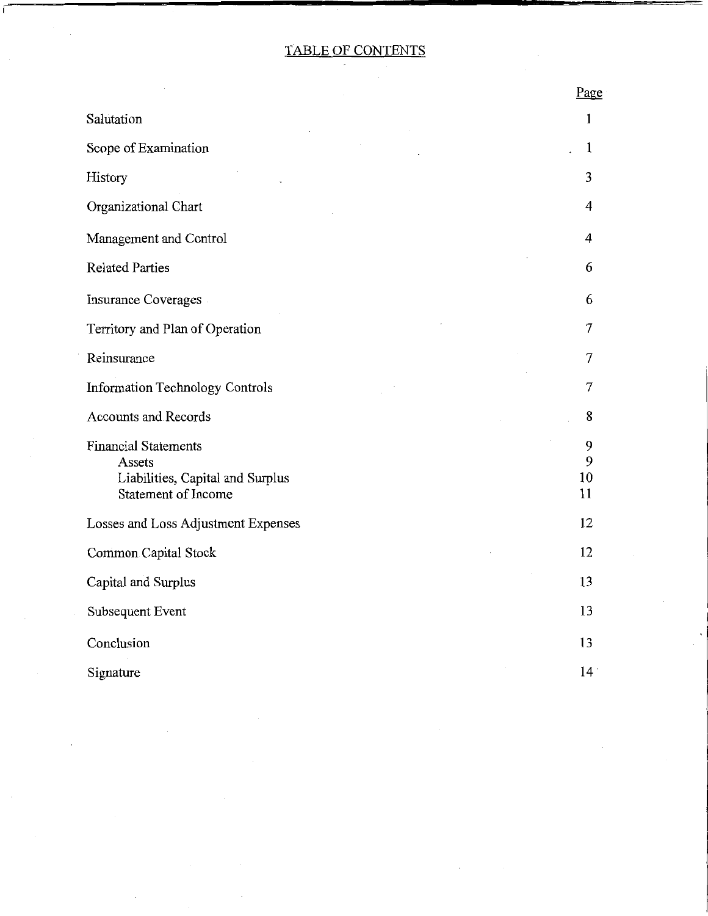# TABLE OF CONTENTS

| | Page |
|---|---|
| Salutation | 1 |
| Scope of Examination | 1 |
| History | 3 |
| Organizational Chart | 4 |
| Management and Control | 4 |
| Related Parties | 6 |
| Insurance Coverages | 6 |
| Territory and Plan of Operation | 7 |
| Reinsurance | 7 |
| Information Technology Controls | 7 |
| Accounts and Records | 8 |
| Financial Statements | 9 |
| Assets | 9 |
| Liabilities, Capital and Surplus | 10 |
| Statement of Income | 11 |
| Losses and Loss Adjustment Expenses | 12 |
| Common Capital Stock | 12 |
| Capital and Surplus | 13 |
| Subsequent Event | 13 |
| Conclusion | 13 |
| Signature | 14 |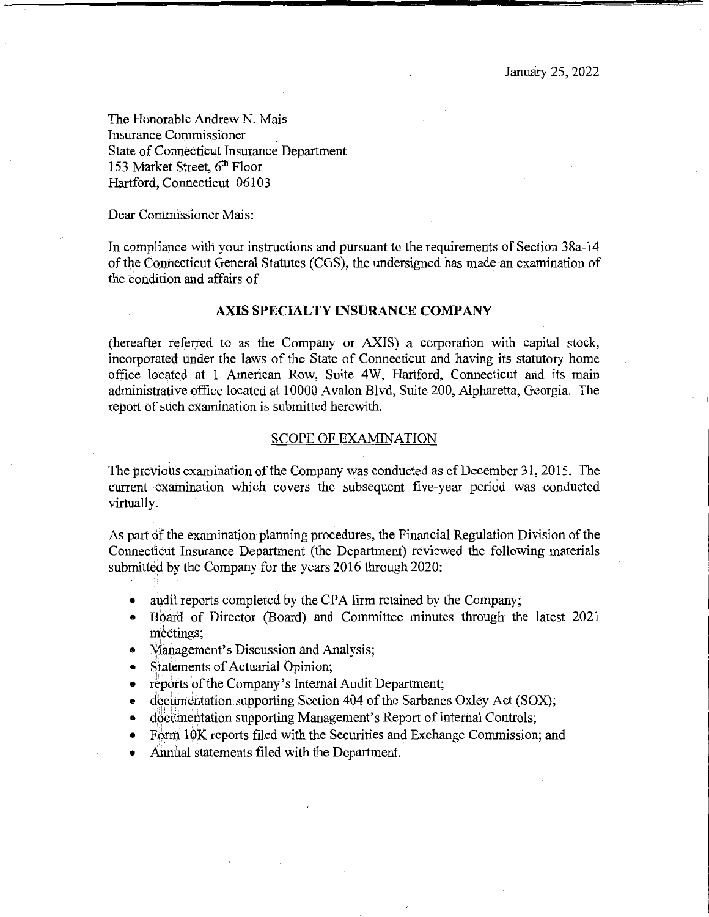January 25, 2022

The Honorable Andrew N. Mais
Insurance Commissioner
State of Connecticut Insurance Department
153 Market Street, 6th Floor
Hartford, Connecticut 06103

Dear Commissioner Mais:

In compliance with your instructions and pursuant to the requirements of Section 38a-14 of the Connecticut General Statutes (CGS), the undersigned has made an examination of the condition and affairs of

**AXIS SPECIALTY INSURANCE COMPANY**

(hereafter referred to as the Company or AXIS) a corporation with capital stock, incorporated under the laws of the State of Connecticut and having its statutory home office located at 1 American Row, Suite 4W, Hartford, Connecticut and its main administrative office located at 10000 Avalon Blvd, Suite 200, Alpharetta, Georgia. The report of such examination is submitted herewith.

## SCOPE OF EXAMINATION

The previous examination of the Company was conducted as of December 31, 2015. The current examination which covers the subsequent five-year period was conducted virtually.

As part of the examination planning procedures, the Financial Regulation Division of the Connecticut Insurance Department (the Department) reviewed the following materials submitted by the Company for the years 2016 through 2020:

- audit reports completed by the CPA firm retained by the Company;
- Board of Director (Board) and Committee minutes through the latest 2021 meetings;
- Management's Discussion and Analysis;
- Statements of Actuarial Opinion;
- reports of the Company's Internal Audit Department;
- documentation supporting Section 404 of the Sarbanes Oxley Act (SOX);
- documentation supporting Management's Report of Internal Controls;
- Form 10K reports filed with the Securities and Exchange Commission; and
- Annual statements filed with the Department.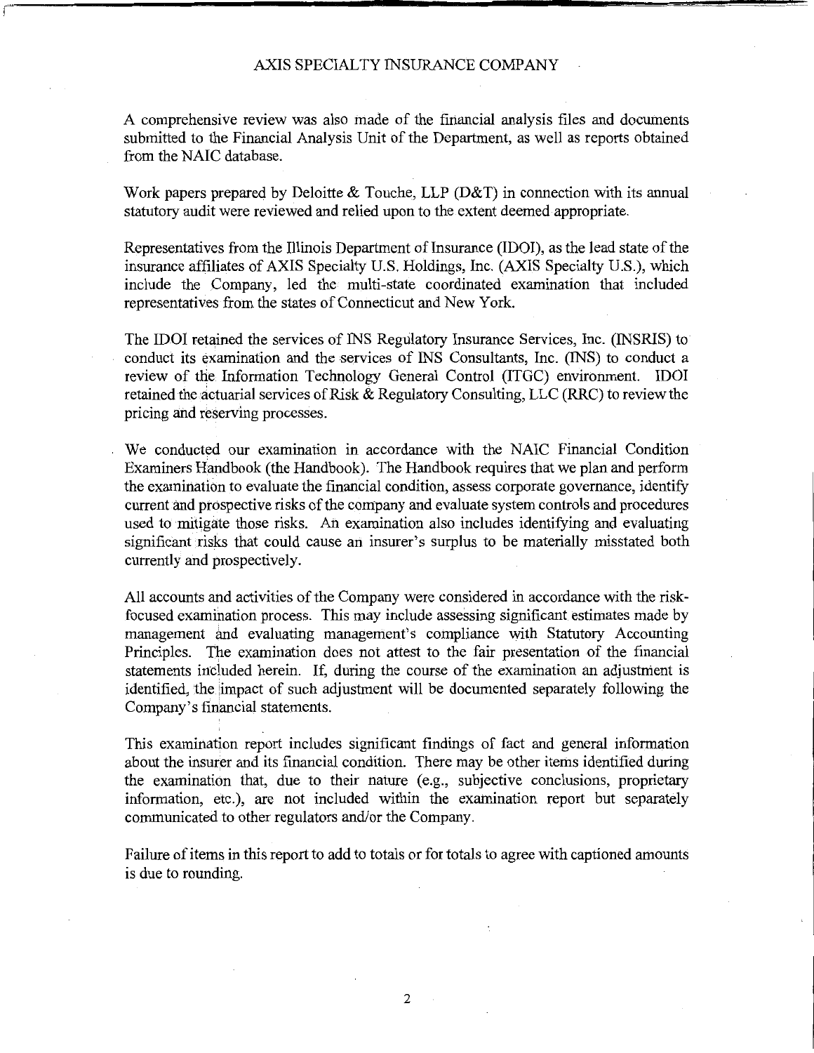A comprehensive review was also made of the financial analysis files and documents submitted to the Financial Analysis Unit of the Department, as well as reports obtained from the NAIC database.

Work papers prepared by Deloitte & Touche, LLP (D&T) in connection with its annual statutory audit were reviewed and relied upon to the extent deemed appropriate.

Representatives from the Illinois Department of Insurance (IDOI), as the lead state of the insurance affiliates of AXIS Specialty U.S. Holdings, Inc. (AXIS Specialty U.S.), which include the Company, led the multi-state coordinated examination that included representatives from the states of Connecticut and New York.

The IDOI retained the services of INS Regulatory Insurance Services, Inc. (INSRIS) to conduct its examination and the services of INS Consultants, Inc. (INS) to conduct a review of the Information Technology General Control (ITGC) environment. IDOI retained the actuarial services of Risk & Regulatory Consulting, LLC (RRC) to review the pricing and reserving processes.

We conducted our examination in accordance with the NAIC Financial Condition Examiners Handbook (the Handbook). The Handbook requires that we plan and perform the examination to evaluate the financial condition, assess corporate governance, identify current and prospective risks of the company and evaluate system controls and procedures used to mitigate those risks. An examination also includes identifying and evaluating significant risks that could cause an insurer's surplus to be materially misstated both currently and prospectively.

All accounts and activities of the Company were considered in accordance with the risk-focused examination process. This may include assessing significant estimates made by management and evaluating management's compliance with Statutory Accounting Principles. The examination does not attest to the fair presentation of the financial statements included herein. If, during the course of the examination an adjustment is identified, the impact of such adjustment will be documented separately following the Company's financial statements.

This examination report includes significant findings of fact and general information about the insurer and its financial condition. There may be other items identified during the examination that, due to their nature (e.g., subjective conclusions, proprietary information, etc.), are not included within the examination report but separately communicated to other regulators and/or the Company.

Failure of items in this report to add to totals or for totals to agree with captioned amounts is due to rounding.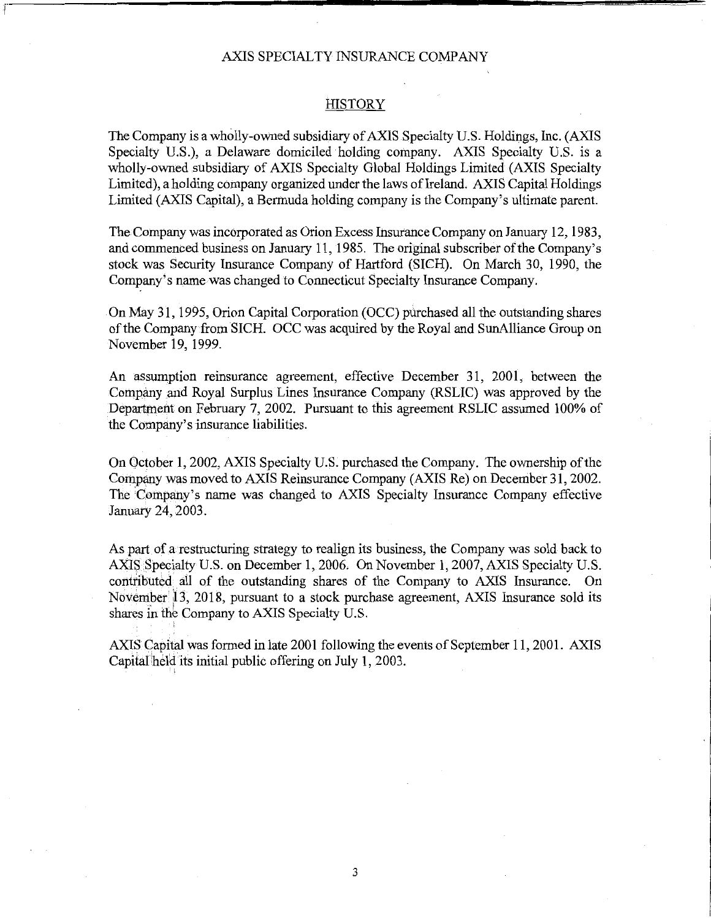AXIS SPECIALTY INSURANCE COMPANY

## HISTORY

The Company is a wholly-owned subsidiary of AXIS Specialty U.S. Holdings, Inc. (AXIS Specialty U.S.), a Delaware domiciled holding company. AXIS Specialty U.S. is a wholly-owned subsidiary of AXIS Specialty Global Holdings Limited (AXIS Specialty Limited), a holding company organized under the laws of Ireland. AXIS Capital Holdings Limited (AXIS Capital), a Bermuda holding company is the Company's ultimate parent.

The Company was incorporated as Orion Excess Insurance Company on January 12, 1983, and commenced business on January 11, 1985. The original subscriber of the Company's stock was Security Insurance Company of Hartford (SICH). On March 30, 1990, the Company's name was changed to Connecticut Specialty Insurance Company.

On May 31, 1995, Orion Capital Corporation (OCC) purchased all the outstanding shares of the Company from SICH. OCC was acquired by the Royal and SunAlliance Group on November 19, 1999.

An assumption reinsurance agreement, effective December 31, 2001, between the Company and Royal Surplus Lines Insurance Company (RSLIC) was approved by the Department on February 7, 2002. Pursuant to this agreement RSLIC assumed 100% of the Company's insurance liabilities.

On October 1, 2002, AXIS Specialty U.S. purchased the Company. The ownership of the Company was moved to AXIS Reinsurance Company (AXIS Re) on December 31, 2002. The Company's name was changed to AXIS Specialty Insurance Company effective January 24, 2003.

As part of a restructuring strategy to realign its business, the Company was sold back to AXIS Specialty U.S. on December 1, 2006. On November 1, 2007, AXIS Specialty U.S. contributed all of the outstanding shares of the Company to AXIS Insurance. On November 13, 2018, pursuant to a stock purchase agreement, AXIS Insurance sold its shares in the Company to AXIS Specialty U.S.

AXIS Capital was formed in late 2001 following the events of September 11, 2001. AXIS Capital held its initial public offering on July 1, 2003.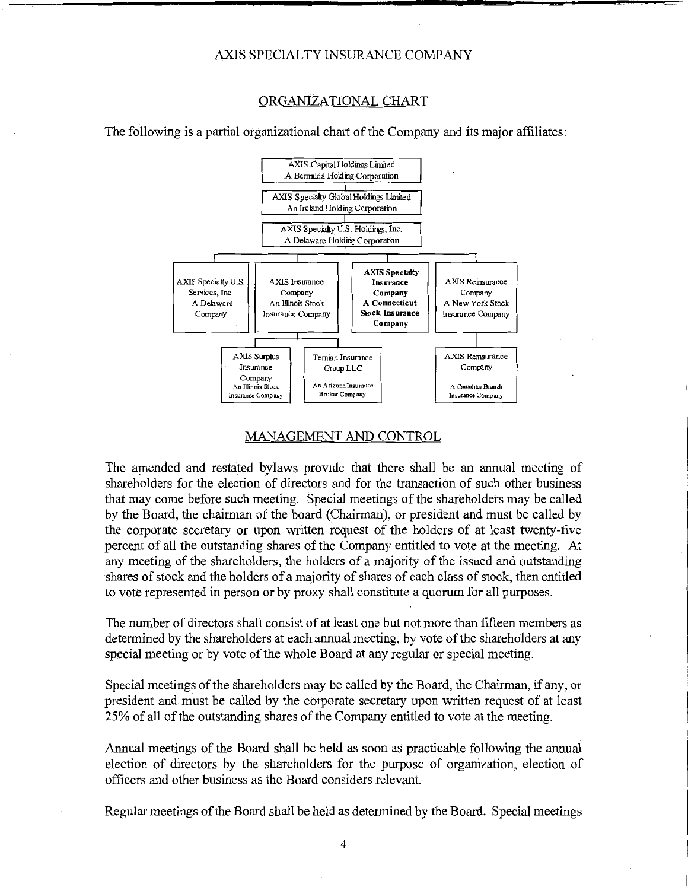AXIS SPECIALTY INSURANCE COMPANY

## ORGANIZATIONAL CHART

The following is a partial organizational chart of the Company and its major affiliates:

- AXIS Capital Holdings Limited — A Bermuda Holding Corporation
  - AXIS Specialty Global Holdings Limited — An Ireland Holding Corporation
    - AXIS Specialty U.S. Holdings, Inc. — A Delaware Holding Corporation
      - AXIS Specialty U.S. Services, Inc. — A Delaware Company
      - AXIS Insurance Company — An Illinois Stock Insurance Company
        - AXIS Surplus Insurance Company — An Illinois Stock Insurance Company
        - Ternian Insurance Group LLC — An Arizona Insurance Broker Company
      - **AXIS Specialty Insurance Company — A Connecticut Stock Insurance Company**
      - AXIS Reinsurance Company — A New York Stock Insurance Company
        - AXIS Reinsurance Company — A Canadian Branch Insurance Company

## MANAGEMENT AND CONTROL

The amended and restated bylaws provide that there shall be an annual meeting of shareholders for the election of directors and for the transaction of such other business that may come before such meeting. Special meetings of the shareholders may be called by the Board, the chairman of the board (Chairman), or president and must be called by the corporate secretary or upon written request of the holders of at least twenty-five percent of all the outstanding shares of the Company entitled to vote at the meeting. At any meeting of the shareholders, the holders of a majority of the issued and outstanding shares of stock and the holders of a majority of shares of each class of stock, then entitled to vote represented in person or by proxy shall constitute a quorum for all purposes.

The number of directors shall consist of at least one but not more than fifteen members as determined by the shareholders at each annual meeting, by vote of the shareholders at any special meeting or by vote of the whole Board at any regular or special meeting.

Special meetings of the shareholders may be called by the Board, the Chairman, if any, or president and must be called by the corporate secretary upon written request of at least 25% of all of the outstanding shares of the Company entitled to vote at the meeting.

Annual meetings of the Board shall be held as soon as practicable following the annual election of directors by the shareholders for the purpose of organization, election of officers and other business as the Board considers relevant.

Regular meetings of the Board shall be held as determined by the Board. Special meetings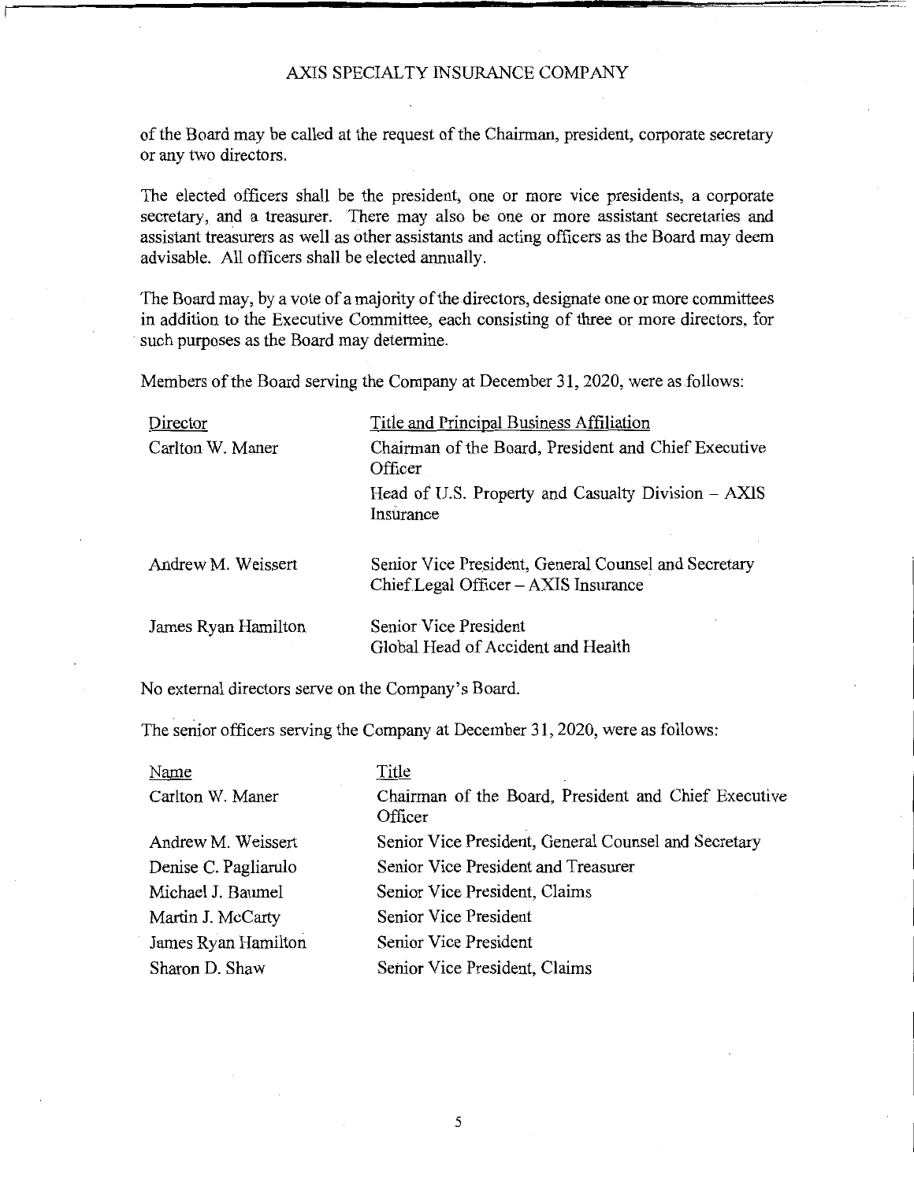of the Board may be called at the request of the Chairman, president, corporate secretary or any two directors.

The elected officers shall be the president, one or more vice presidents, a corporate secretary, and a treasurer. There may also be one or more assistant secretaries and assistant treasurers as well as other assistants and acting officers as the Board may deem advisable. All officers shall be elected annually.

The Board may, by a vote of a majority of the directors, designate one or more committees in addition to the Executive Committee, each consisting of three or more directors, for such purposes as the Board may determine.

Members of the Board serving the Company at December 31, 2020, were as follows:

| Director | Title and Principal Business Affiliation |
|---|---|
| Carlton W. Maner | Chairman of the Board, President and Chief Executive Officer<br>Head of U.S. Property and Casualty Division – AXIS Insurance |
| Andrew M. Weissert | Senior Vice President, General Counsel and Secretary<br>Chief Legal Officer – AXIS Insurance |
| James Ryan Hamilton | Senior Vice President<br>Global Head of Accident and Health |

No external directors serve on the Company's Board.

The senior officers serving the Company at December 31, 2020, were as follows:

| Name | Title |
|---|---|
| Carlton W. Maner | Chairman of the Board, President and Chief Executive Officer |
| Andrew M. Weissert | Senior Vice President, General Counsel and Secretary |
| Denise C. Pagliarulo | Senior Vice President and Treasurer |
| Michael J. Baumel | Senior Vice President, Claims |
| Martin J. McCarty | Senior Vice President |
| James Ryan Hamilton | Senior Vice President |
| Sharon D. Shaw | Senior Vice President, Claims |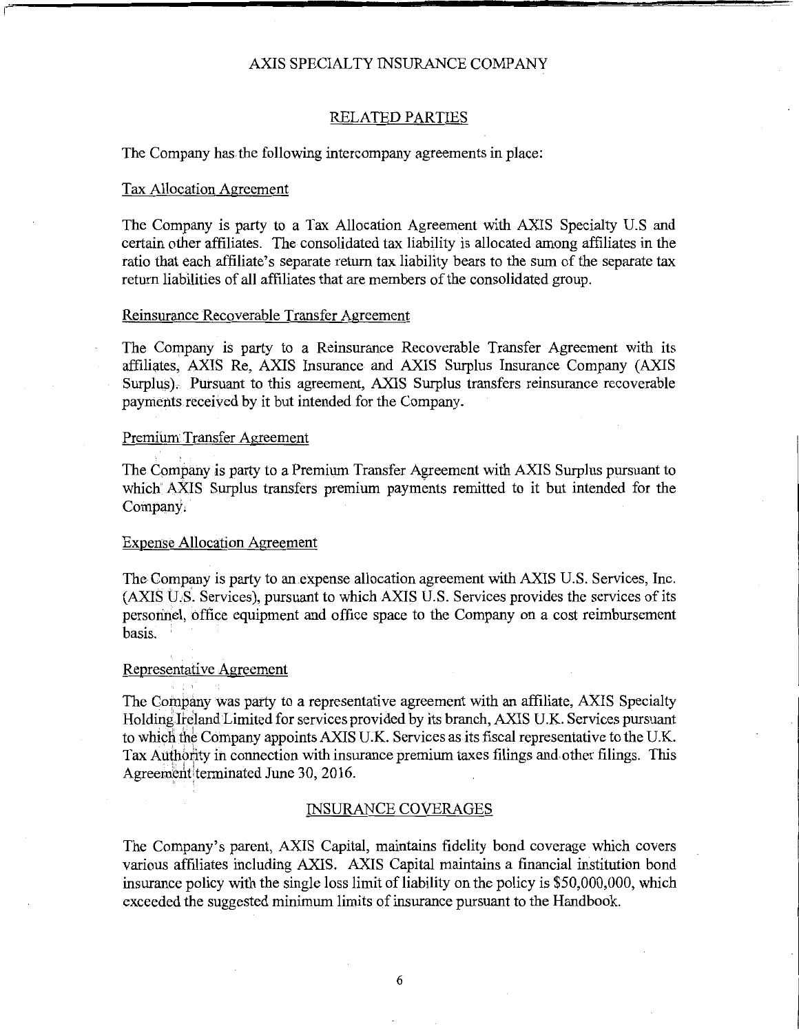## RELATED PARTIES

The Company has the following intercompany agreements in place:

### Tax Allocation Agreement

The Company is party to a Tax Allocation Agreement with AXIS Specialty U.S and certain other affiliates. The consolidated tax liability is allocated among affiliates in the ratio that each affiliate's separate return tax liability bears to the sum of the separate tax return liabilities of all affiliates that are members of the consolidated group.

### Reinsurance Recoverable Transfer Agreement

The Company is party to a Reinsurance Recoverable Transfer Agreement with its affiliates, AXIS Re, AXIS Insurance and AXIS Surplus Insurance Company (AXIS Surplus). Pursuant to this agreement, AXIS Surplus transfers reinsurance recoverable payments received by it but intended for the Company.

### Premium Transfer Agreement

The Company is party to a Premium Transfer Agreement with AXIS Surplus pursuant to which AXIS Surplus transfers premium payments remitted to it but intended for the Company.

### Expense Allocation Agreement

The Company is party to an expense allocation agreement with AXIS U.S. Services, Inc. (AXIS U.S. Services), pursuant to which AXIS U.S. Services provides the services of its personnel, office equipment and office space to the Company on a cost reimbursement basis.

### Representative Agreement

The Company was party to a representative agreement with an affiliate, AXIS Specialty Holding Ireland Limited for services provided by its branch, AXIS U.K. Services pursuant to which the Company appoints AXIS U.K. Services as its fiscal representative to the U.K. Tax Authority in connection with insurance premium taxes filings and other filings. This Agreement terminated June 30, 2016.

## INSURANCE COVERAGES

The Company's parent, AXIS Capital, maintains fidelity bond coverage which covers various affiliates including AXIS. AXIS Capital maintains a financial institution bond insurance policy with the single loss limit of liability on the policy is $50,000,000, which exceeded the suggested minimum limits of insurance pursuant to the Handbook.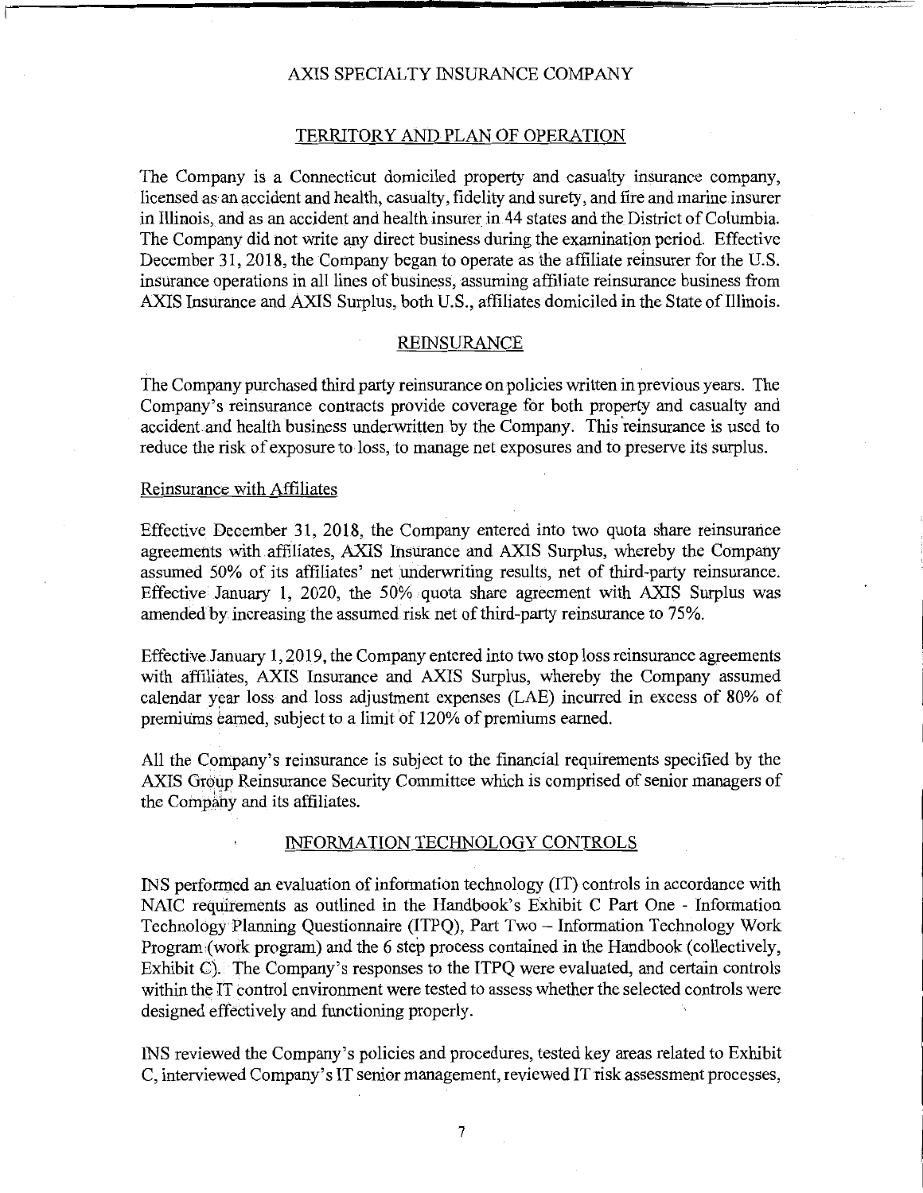## TERRITORY AND PLAN OF OPERATION

The Company is a Connecticut domiciled property and casualty insurance company, licensed as an accident and health, casualty, fidelity and surety, and fire and marine insurer in Illinois, and as an accident and health insurer in 44 states and the District of Columbia. The Company did not write any direct business during the examination period. Effective December 31, 2018, the Company began to operate as the affiliate reinsurer for the U.S. insurance operations in all lines of business, assuming affiliate reinsurance business from AXIS Insurance and AXIS Surplus, both U.S., affiliates domiciled in the State of Illinois.

## REINSURANCE

The Company purchased third party reinsurance on policies written in previous years. The Company's reinsurance contracts provide coverage for both property and casualty and accident and health business underwritten by the Company. This reinsurance is used to reduce the risk of exposure to loss, to manage net exposures and to preserve its surplus.

### Reinsurance with Affiliates

Effective December 31, 2018, the Company entered into two quota share reinsurance agreements with affiliates, AXIS Insurance and AXIS Surplus, whereby the Company assumed 50% of its affiliates' net underwriting results, net of third-party reinsurance. Effective January 1, 2020, the 50% quota share agreement with AXIS Surplus was amended by increasing the assumed risk net of third-party reinsurance to 75%.

Effective January 1, 2019, the Company entered into two stop loss reinsurance agreements with affiliates, AXIS Insurance and AXIS Surplus, whereby the Company assumed calendar year loss and loss adjustment expenses (LAE) incurred in excess of 80% of premiums earned, subject to a limit of 120% of premiums earned.

All the Company's reinsurance is subject to the financial requirements specified by the AXIS Group Reinsurance Security Committee which is comprised of senior managers of the Company and its affiliates.

## INFORMATION TECHNOLOGY CONTROLS

INS performed an evaluation of information technology (IT) controls in accordance with NAIC requirements as outlined in the Handbook's Exhibit C Part One - Information Technology Planning Questionnaire (ITPQ), Part Two – Information Technology Work Program (work program) and the 6 step process contained in the Handbook (collectively, Exhibit C). The Company's responses to the ITPQ were evaluated, and certain controls within the IT control environment were tested to assess whether the selected controls were designed effectively and functioning properly.

INS reviewed the Company's policies and procedures, tested key areas related to Exhibit C, interviewed Company's IT senior management, reviewed IT risk assessment processes,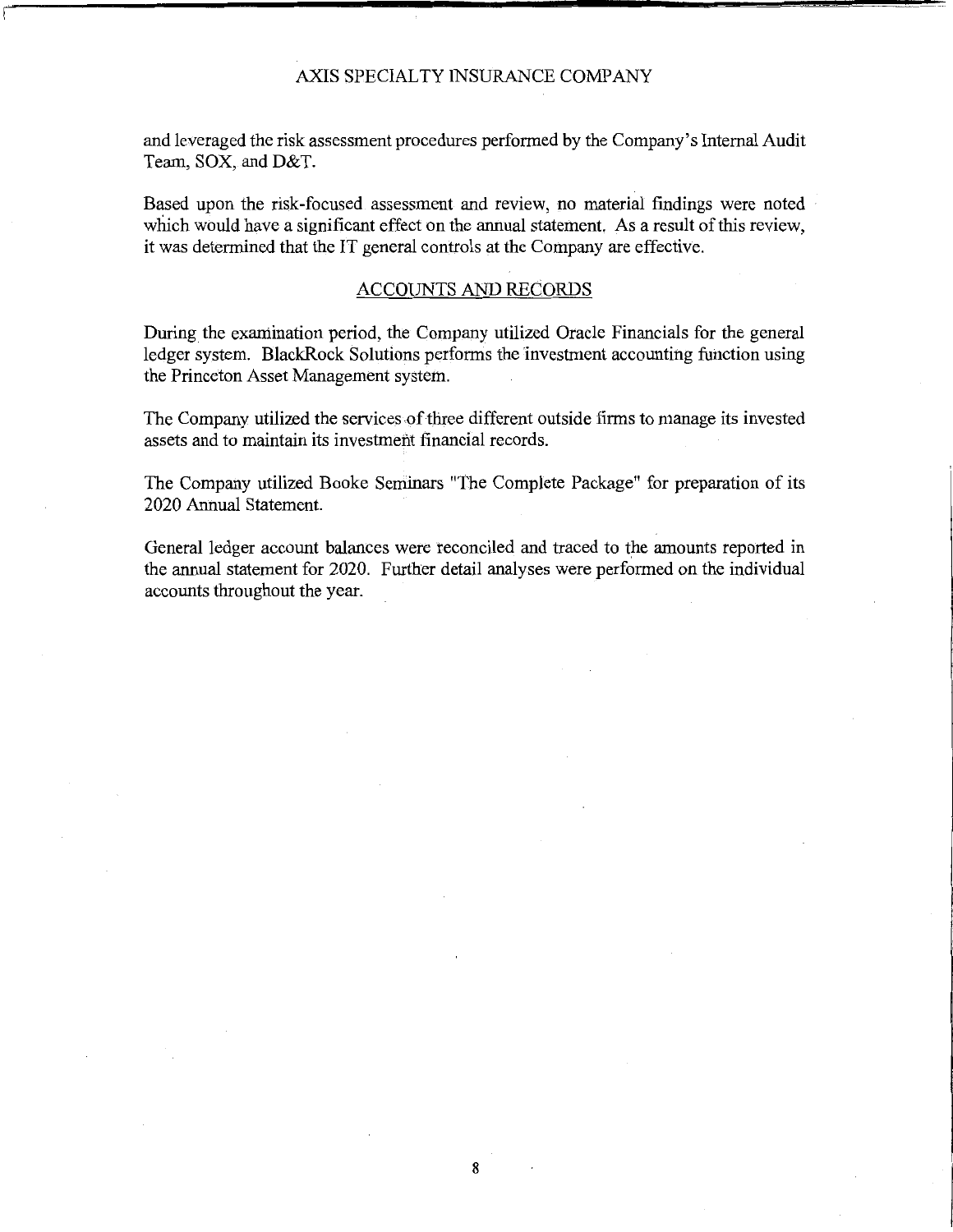and leveraged the risk assessment procedures performed by the Company's Internal Audit Team, SOX, and D&T.

Based upon the risk-focused assessment and review, no material findings were noted which would have a significant effect on the annual statement. As a result of this review, it was determined that the IT general controls at the Company are effective.

## ACCOUNTS AND RECORDS

During the examination period, the Company utilized Oracle Financials for the general ledger system. BlackRock Solutions performs the investment accounting function using the Princeton Asset Management system.

The Company utilized the services of three different outside firms to manage its invested assets and to maintain its investment financial records.

The Company utilized Booke Seminars "The Complete Package" for preparation of its 2020 Annual Statement.

General ledger account balances were reconciled and traced to the amounts reported in the annual statement for 2020. Further detail analyses were performed on the individual accounts throughout the year.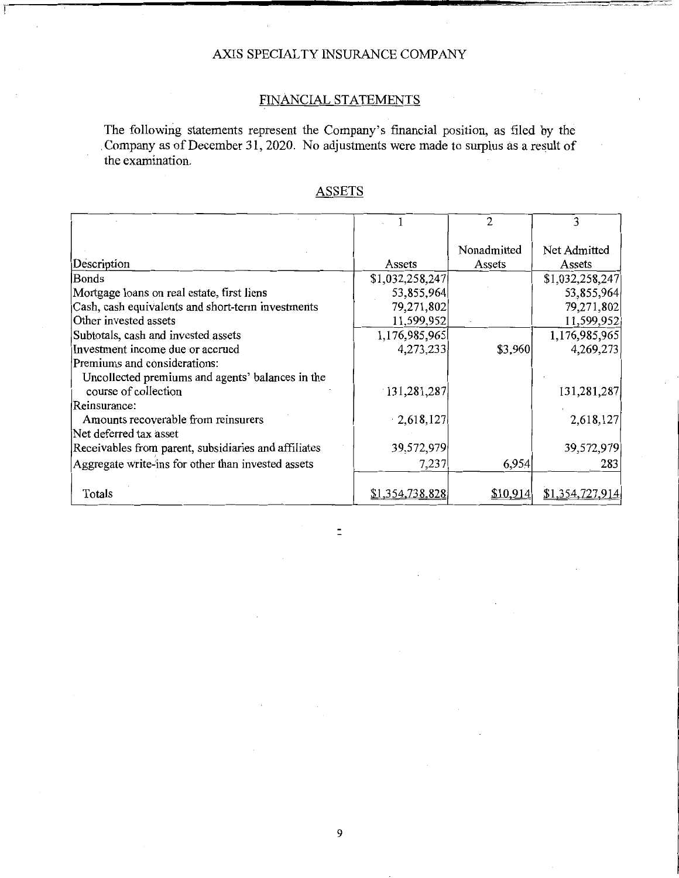# AXIS SPECIALTY INSURANCE COMPANY

## FINANCIAL STATEMENTS

The following statements represent the Company's financial position, as filed by the Company as of December 31, 2020. No adjustments were made to surplus as a result of the examination.

### ASSETS

| | 1 | 2 | 3 |
|---|---|---|---|
| Description | Assets | Nonadmitted Assets | Net Admitted Assets |
| Bonds | $1,032,258,247 | | $1,032,258,247 |
| Mortgage loans on real estate, first liens | 53,855,964 | | 53,855,964 |
| Cash, cash equivalents and short-term investments | 79,271,802 | | 79,271,802 |
| Other invested assets | 11,599,952 | | 11,599,952 |
| Subtotals, cash and invested assets | 1,176,985,965 | | 1,176,985,965 |
| Investment income due or accrued | 4,273,233 | $3,960 | 4,269,273 |
| Premiums and considerations: | | | |
| Uncollected premiums and agents' balances in the course of collection | 131,281,287 | | 131,281,287 |
| Reinsurance: | | | |
| Amounts recoverable from reinsurers | 2,618,127 | | 2,618,127 |
| Net deferred tax asset | | | |
| Receivables from parent, subsidiaries and affiliates | 39,572,979 | | 39,572,979 |
| Aggregate write-ins for other than invested assets | 7,237 | 6,954 | 283 |
| Totals | $1,354,738,828 | $10,914 | $1,354,727,914 |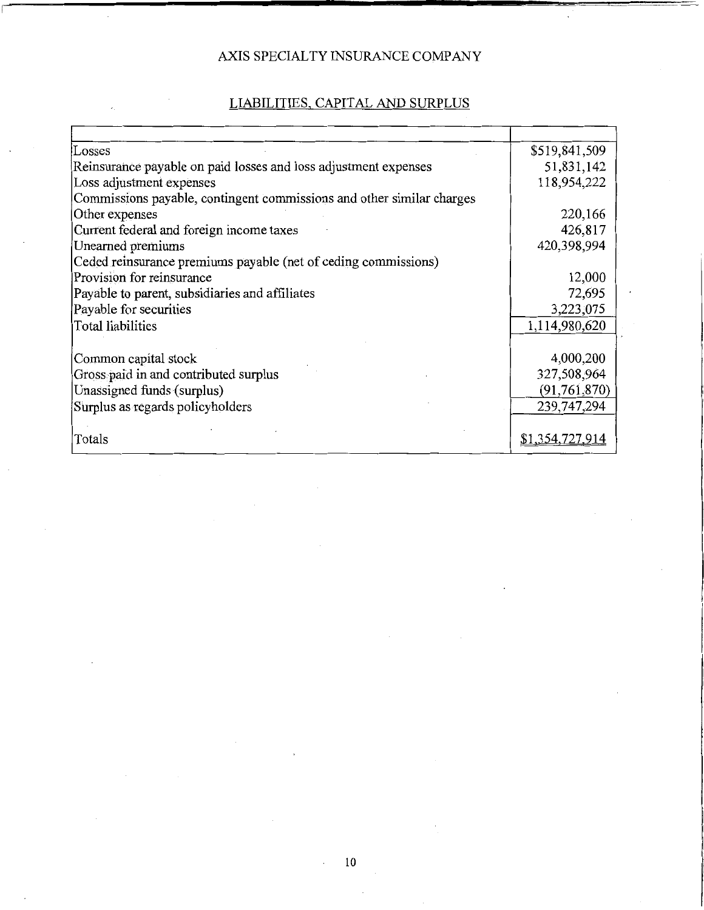AXIS SPECIALTY INSURANCE COMPANY

LIABILITIES, CAPITAL AND SURPLUS

| | |
|---|---|
| Losses | $519,841,509 |
| Reinsurance payable on paid losses and loss adjustment expenses | 51,831,142 |
| Loss adjustment expenses | 118,954,222 |
| Commissions payable, contingent commissions and other similar charges | |
| Other expenses | 220,166 |
| Current federal and foreign income taxes | 426,817 |
| Unearned premiums | 420,398,994 |
| Ceded reinsurance premiums payable (net of ceding commissions) | |
| Provision for reinsurance | 12,000 |
| Payable to parent, subsidiaries and affiliates | 72,695 |
| Payable for securities | 3,223,075 |
| Total liabilities | 1,114,980,620 |
| | |
| Common capital stock | 4,000,200 |
| Gross paid in and contributed surplus | 327,508,964 |
| Unassigned funds (surplus) | (91,761,870) |
| Surplus as regards policyholders | 239,747,294 |
| | |
| Totals | $1,354,727,914 |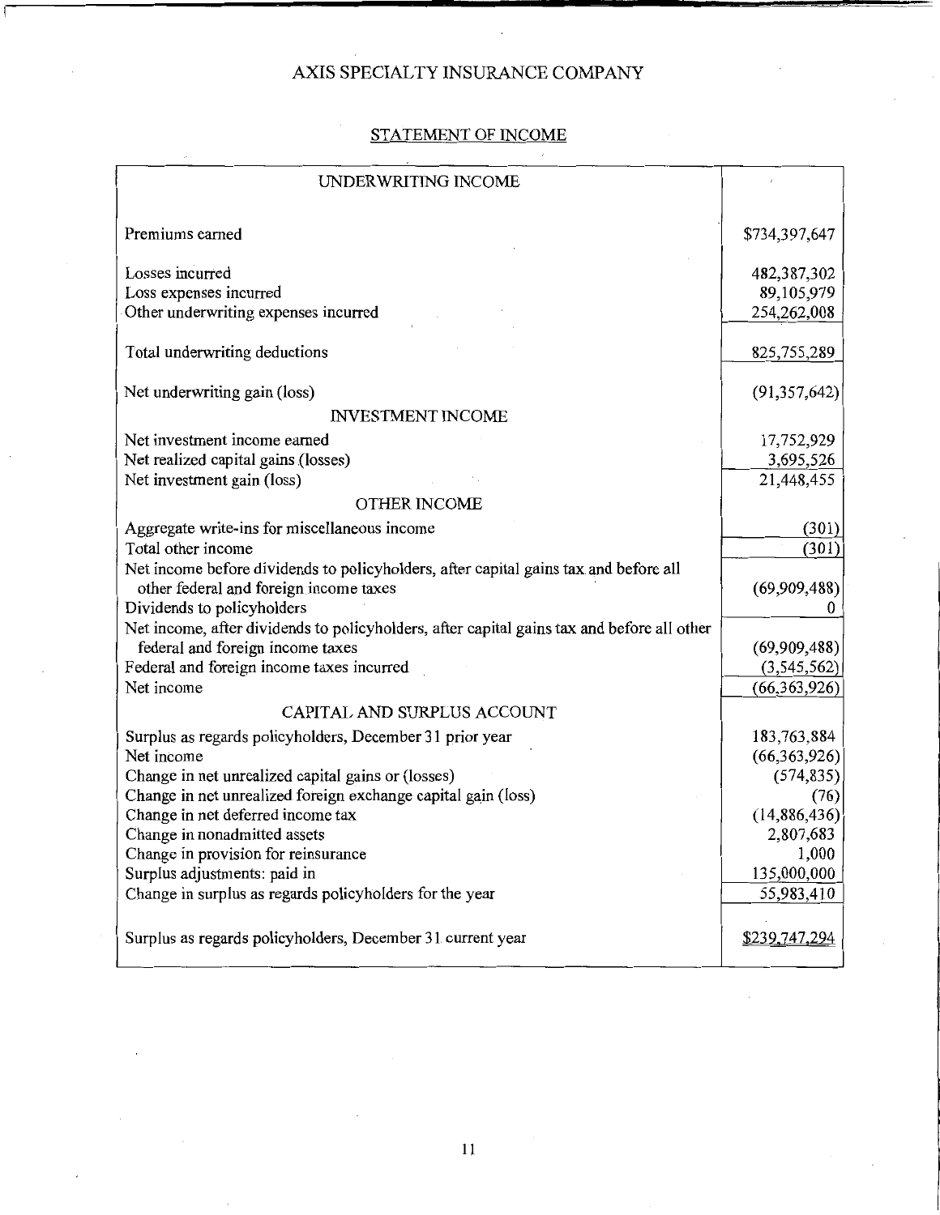# AXIS SPECIALTY INSURANCE COMPANY

## STATEMENT OF INCOME

| UNDERWRITING INCOME | |
|---|---|
| Premiums earned | $734,397,647 |
| Losses incurred | 482,387,302 |
| Loss expenses incurred | 89,105,979 |
| Other underwriting expenses incurred | 254,262,008 |
| Total underwriting deductions | 825,755,289 |
| Net underwriting gain (loss) | (91,357,642) |
| INVESTMENT INCOME | |
| Net investment income earned | 17,752,929 |
| Net realized capital gains (losses) | 3,695,526 |
| Net investment gain (loss) | 21,448,455 |
| OTHER INCOME | |
| Aggregate write-ins for miscellaneous income | (301) |
| Total other income | (301) |
| Net income before dividends to policyholders, after capital gains tax and before all other federal and foreign income taxes | (69,909,488) |
| Dividends to policyholders | 0 |
| Net income, after dividends to policyholders, after capital gains tax and before all other federal and foreign income taxes | (69,909,488) |
| Federal and foreign income taxes incurred | (3,545,562) |
| Net income | (66,363,926) |
| CAPITAL AND SURPLUS ACCOUNT | |
| Surplus as regards policyholders, December 31 prior year | 183,763,884 |
| Net income | (66,363,926) |
| Change in net unrealized capital gains or (losses) | (574,835) |
| Change in net unrealized foreign exchange capital gain (loss) | (76) |
| Change in net deferred income tax | (14,886,436) |
| Change in nonadmitted assets | 2,807,683 |
| Change in provision for reinsurance | 1,000 |
| Surplus adjustments: paid in | 135,000,000 |
| Change in surplus as regards policyholders for the year | 55,983,410 |
| Surplus as regards policyholders, December 31 current year | $239,747,294 |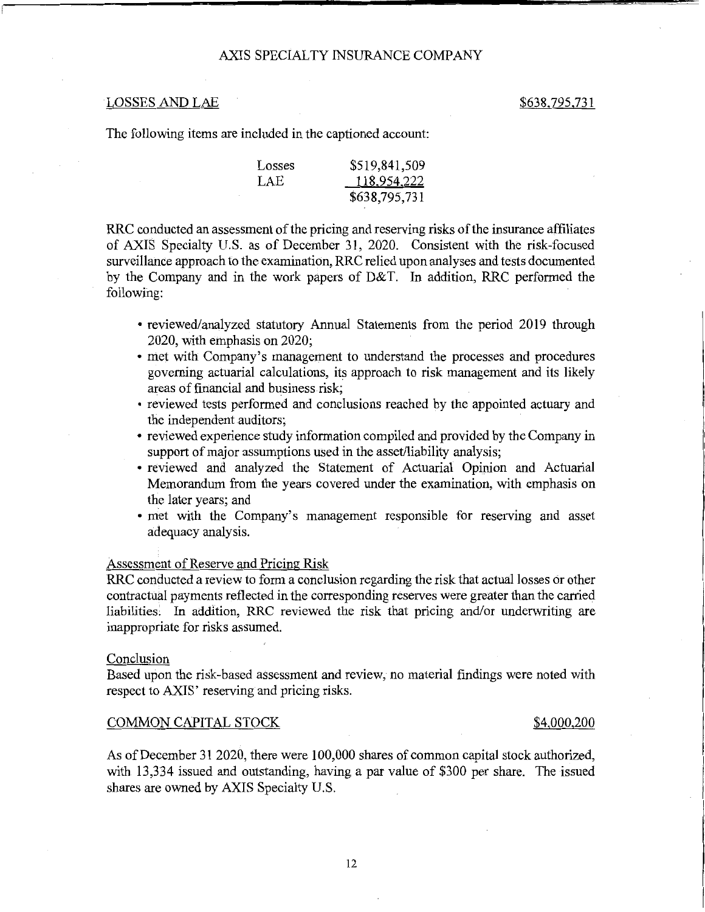LOSSES AND LAE $638,795,731

The following items are included in the captioned account:

| | |
|---|---|
| Losses | $519,841,509 |
| LAE | 118,954,222 |
| | $638,795,731 |

RRC conducted an assessment of the pricing and reserving risks of the insurance affiliates of AXIS Specialty U.S. as of December 31, 2020. Consistent with the risk-focused surveillance approach to the examination, RRC relied upon analyses and tests documented by the Company and in the work papers of D&T. In addition, RRC performed the following:

- reviewed/analyzed statutory Annual Statements from the period 2019 through 2020, with emphasis on 2020;
- met with Company's management to understand the processes and procedures governing actuarial calculations, its approach to risk management and its likely areas of financial and business risk;
- reviewed tests performed and conclusions reached by the appointed actuary and the independent auditors;
- reviewed experience study information compiled and provided by the Company in support of major assumptions used in the asset/liability analysis;
- reviewed and analyzed the Statement of Actuarial Opinion and Actuarial Memorandum from the years covered under the examination, with emphasis on the later years; and
- met with the Company's management responsible for reserving and asset adequacy analysis.

Assessment of Reserve and Pricing Risk

RRC conducted a review to form a conclusion regarding the risk that actual losses or other contractual payments reflected in the corresponding reserves were greater than the carried liabilities. In addition, RRC reviewed the risk that pricing and/or underwriting are inappropriate for risks assumed.

Conclusion

Based upon the risk-based assessment and review, no material findings were noted with respect to AXIS' reserving and pricing risks.

COMMON CAPITAL STOCK $4,000,200

As of December 31 2020, there were 100,000 shares of common capital stock authorized, with 13,334 issued and outstanding, having a par value of $300 per share. The issued shares are owned by AXIS Specialty U.S.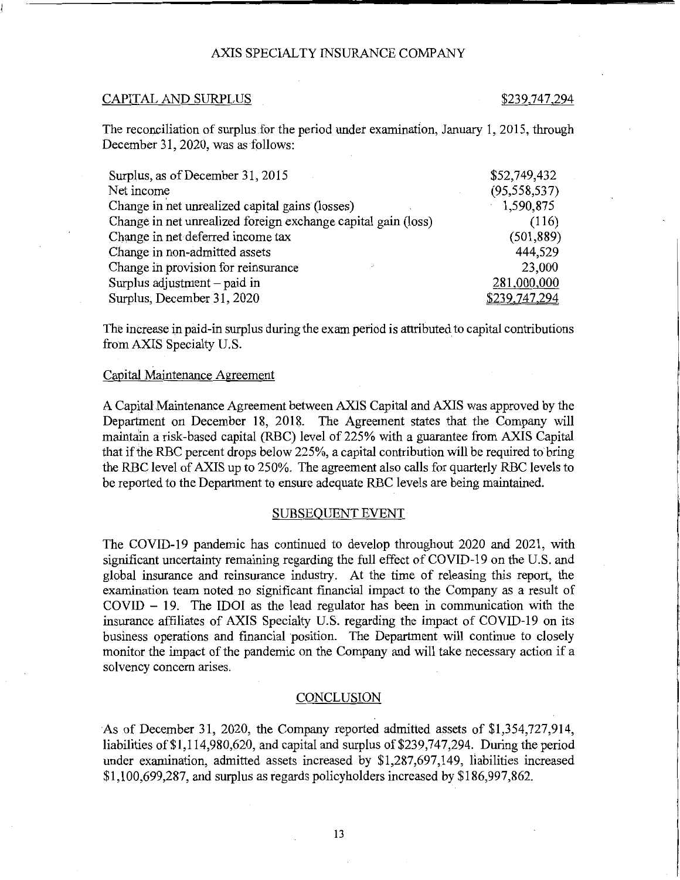## CAPITAL AND SURPLUS $239,747,294

The reconciliation of surplus for the period under examination, January 1, 2015, through December 31, 2020, was as follows:

| | |
|---|---|
| Surplus, as of December 31, 2015 | $52,749,432 |
| Net income | (95,558,537) |
| Change in net unrealized capital gains (losses) | 1,590,875 |
| Change in net unrealized foreign exchange capital gain (loss) | (116) |
| Change in net deferred income tax | (501,889) |
| Change in non-admitted assets | 444,529 |
| Change in provision for reinsurance | 23,000 |
| Surplus adjustment – paid in | 281,000,000 |
| Surplus, December 31, 2020 | $239,747,294 |

The increase in paid-in surplus during the exam period is attributed to capital contributions from AXIS Specialty U.S.

### Capital Maintenance Agreement

A Capital Maintenance Agreement between AXIS Capital and AXIS was approved by the Department on December 18, 2018. The Agreement states that the Company will maintain a risk-based capital (RBC) level of 225% with a guarantee from AXIS Capital that if the RBC percent drops below 225%, a capital contribution will be required to bring the RBC level of AXIS up to 250%. The agreement also calls for quarterly RBC levels to be reported to the Department to ensure adequate RBC levels are being maintained.

## SUBSEQUENT EVENT

The COVID-19 pandemic has continued to develop throughout 2020 and 2021, with significant uncertainty remaining regarding the full effect of COVID-19 on the U.S. and global insurance and reinsurance industry. At the time of releasing this report, the examination team noted no significant financial impact to the Company as a result of COVID – 19. The IDOI as the lead regulator has been in communication with the insurance affiliates of AXIS Specialty U.S. regarding the impact of COVID-19 on its business operations and financial position. The Department will continue to closely monitor the impact of the pandemic on the Company and will take necessary action if a solvency concern arises.

## CONCLUSION

As of December 31, 2020, the Company reported admitted assets of $1,354,727,914, liabilities of $1,114,980,620, and capital and surplus of $239,747,294. During the period under examination, admitted assets increased by $1,287,697,149, liabilities increased $1,100,699,287, and surplus as regards policyholders increased by $186,997,862.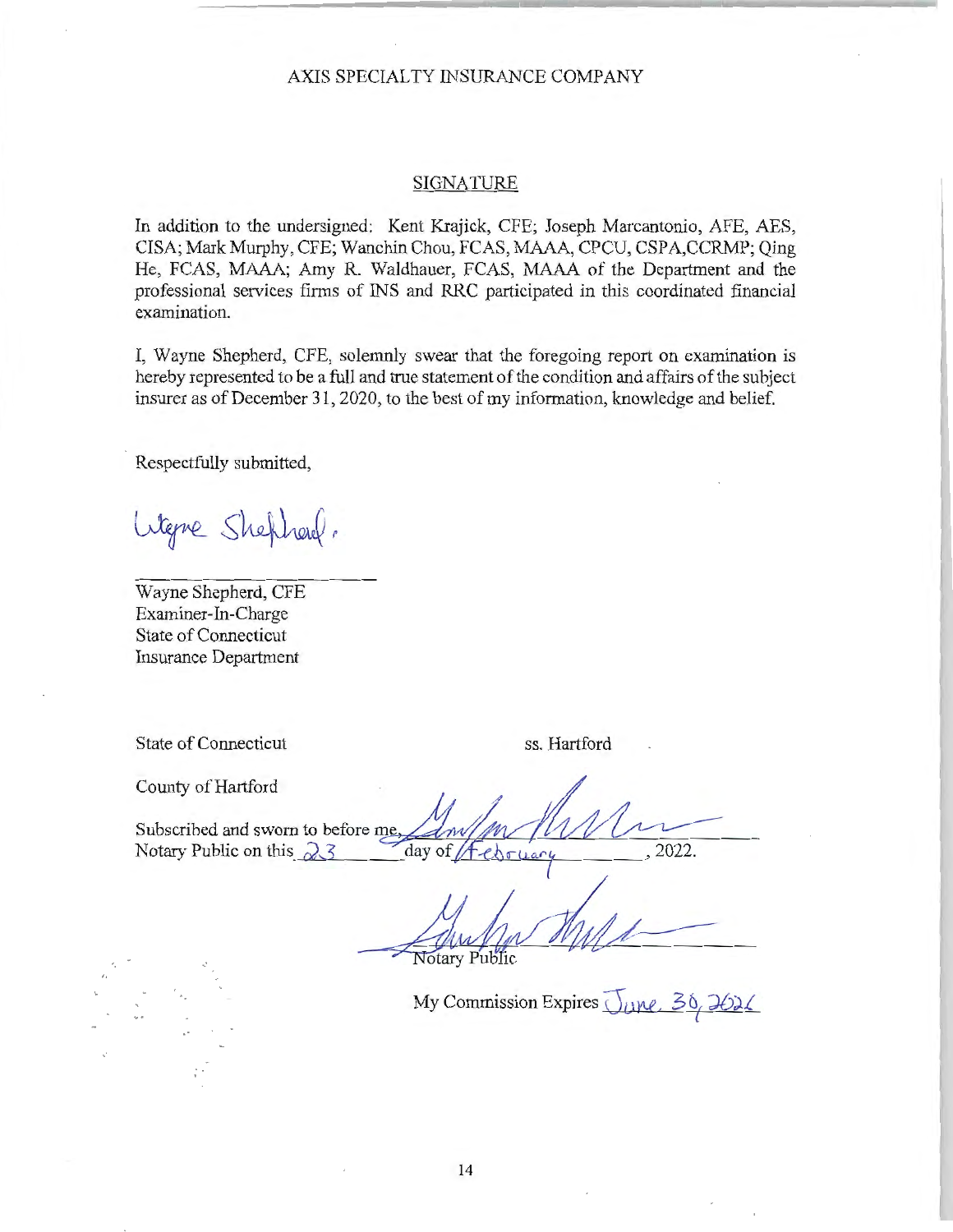AXIS SPECIALTY INSURANCE COMPANY

## SIGNATURE

In addition to the undersigned: Kent Krajick, CFE; Joseph Marcantonio, AFE, AES, CISA; Mark Murphy, CFE; Wanchin Chou, FCAS, MAAA, CPCU, CSPA,CCRMP; Qing He, FCAS, MAAA; Amy R. Waldhauer, FCAS, MAAA of the Department and the professional services firms of INS and RRC participated in this coordinated financial examination.

I, Wayne Shepherd, CFE, solemnly swear that the foregoing report on examination is hereby represented to be a full and true statement of the condition and affairs of the subject insurer as of December 31, 2020, to the best of my information, knowledge and belief.

Respectfully submitted,

Wayne Shepherd.

Wayne Shepherd, CFE
Examiner-In-Charge
State of Connecticut
Insurance Department

State of Connecticut ss. Hartford

County of Hartford

Subscribed and sworn to before me, ________
Notary Public on this 23 day of February, 2022.

Notary Public

My Commission Expires June 30, 2026